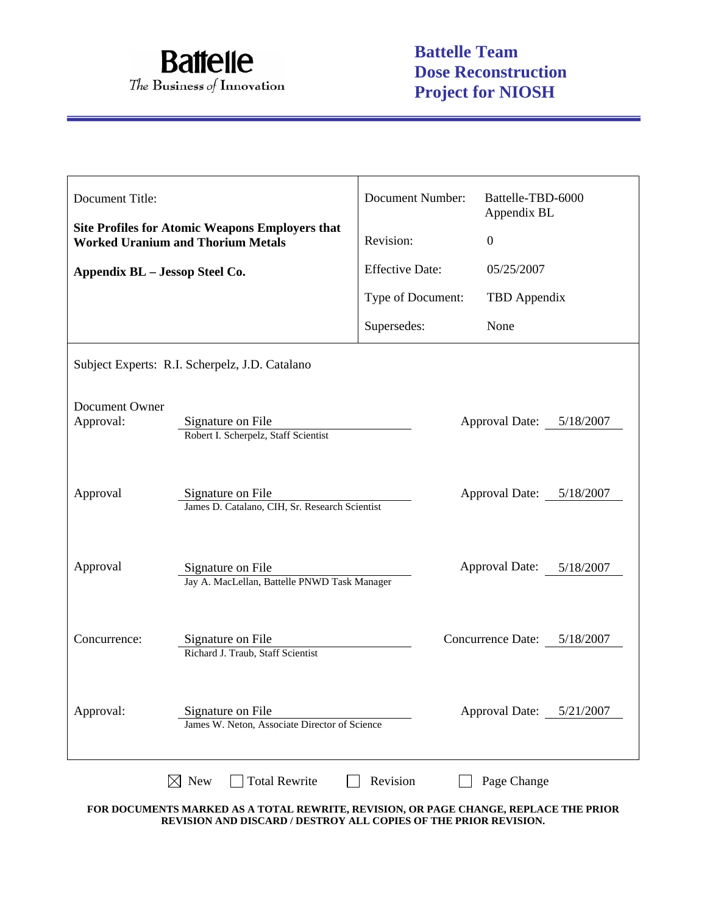**Battelle**
*The Business of Innovation*

# Battelle Team Dose Reconstruction Project for NIOSH

| Document Title: | | Document Number: | Battelle-TBD-6000 Appendix BL |
|---|---|---|---|
| **Site Profiles for Atomic Weapons Employers that Worked Uranium and Thorium Metals** | | Revision: | 0 |
| **Appendix BL – Jessop Steel Co.** | | Effective Date: | 05/25/2007 |
| | | Type of Document: | TBD Appendix |
| | | Supersedes: | None |

Subject Experts: R.I. Scherpelz, J.D. Catalano

| | | | |
|---|---|---|---|
| Document Owner Approval: | Signature on File<br>Robert I. Scherpelz, Staff Scientist | Approval Date: | 5/18/2007 |
| Approval | Signature on File<br>James D. Catalano, CIH, Sr. Research Scientist | Approval Date: | 5/18/2007 |
| Approval | Signature on File<br>Jay A. MacLellan, Battelle PNWD Task Manager | Approval Date: | 5/18/2007 |
| Concurrence: | Signature on File<br>Richard J. Traub, Staff Scientist | Concurrence Date: | 5/18/2007 |
| Approval: | Signature on File<br>James W. Neton, Associate Director of Science | Approval Date: | 5/21/2007 |

☒ New ☐ Total Rewrite ☐ Revision ☐ Page Change

**FOR DOCUMENTS MARKED AS A TOTAL REWRITE, REVISION, OR PAGE CHANGE, REPLACE THE PRIOR REVISION AND DISCARD / DESTROY ALL COPIES OF THE PRIOR REVISION.**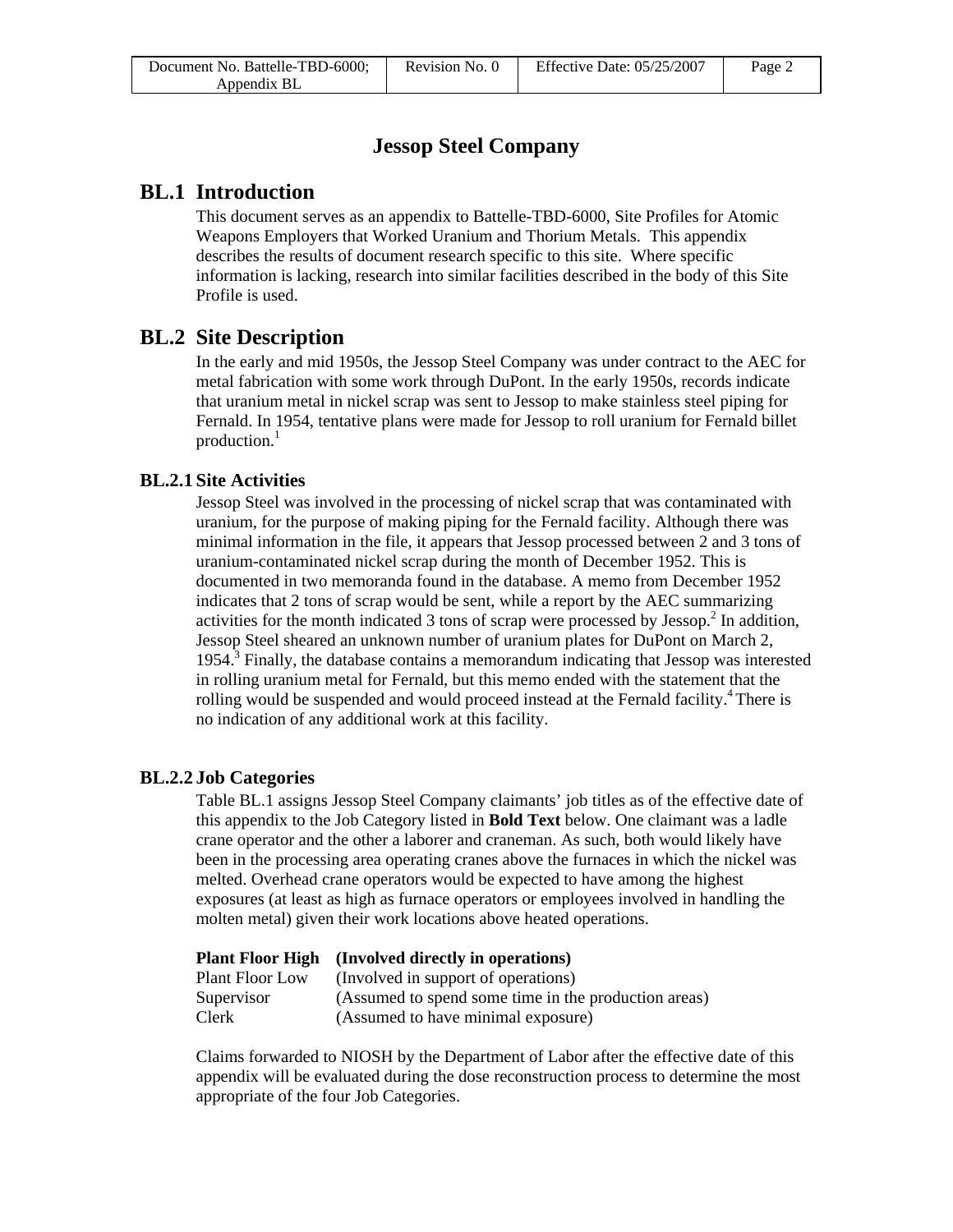# Jessop Steel Company

## BL.1 Introduction

This document serves as an appendix to Battelle-TBD-6000, Site Profiles for Atomic Weapons Employers that Worked Uranium and Thorium Metals. This appendix describes the results of document research specific to this site. Where specific information is lacking, research into similar facilities described in the body of this Site Profile is used.

## BL.2 Site Description

In the early and mid 1950s, the Jessop Steel Company was under contract to the AEC for metal fabrication with some work through DuPont. In the early 1950s, records indicate that uranium metal in nickel scrap was sent to Jessop to make stainless steel piping for Fernald. In 1954, tentative plans were made for Jessop to roll uranium for Fernald billet production.[1]

### BL.2.1 Site Activities

Jessop Steel was involved in the processing of nickel scrap that was contaminated with uranium, for the purpose of making piping for the Fernald facility. Although there was minimal information in the file, it appears that Jessop processed between 2 and 3 tons of uranium-contaminated nickel scrap during the month of December 1952. This is documented in two memoranda found in the database. A memo from December 1952 indicates that 2 tons of scrap would be sent, while a report by the AEC summarizing activities for the month indicated 3 tons of scrap were processed by Jessop.[2] In addition, Jessop Steel sheared an unknown number of uranium plates for DuPont on March 2, 1954.[3] Finally, the database contains a memorandum indicating that Jessop was interested in rolling uranium metal for Fernald, but this memo ended with the statement that the rolling would be suspended and would proceed instead at the Fernald facility.[4] There is no indication of any additional work at this facility.

### BL.2.2 Job Categories

Table BL.1 assigns Jessop Steel Company claimants' job titles as of the effective date of this appendix to the Job Category listed in **Bold Text** below. One claimant was a ladle crane operator and the other a laborer and craneman. As such, both would likely have been in the processing area operating cranes above the furnaces in which the nickel was melted. Overhead crane operators would be expected to have among the highest exposures (at least as high as furnace operators or employees involved in handling the molten metal) given their work locations above heated operations.

| | |
|---|---|
| **Plant Floor High** | **(Involved directly in operations)** |
| Plant Floor Low | (Involved in support of operations) |
| Supervisor | (Assumed to spend some time in the production areas) |
| Clerk | (Assumed to have minimal exposure) |

Claims forwarded to NIOSH by the Department of Labor after the effective date of this appendix will be evaluated during the dose reconstruction process to determine the most appropriate of the four Job Categories.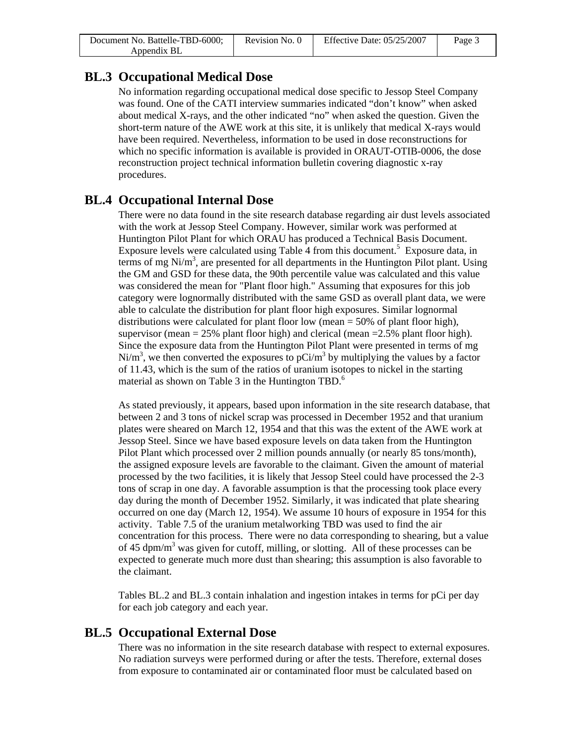## BL.3 Occupational Medical Dose

No information regarding occupational medical dose specific to Jessop Steel Company was found. One of the CATI interview summaries indicated "don't know" when asked about medical X-rays, and the other indicated "no" when asked the question. Given the short-term nature of the AWE work at this site, it is unlikely that medical X-rays would have been required. Nevertheless, information to be used in dose reconstructions for which no specific information is available is provided in ORAUT-OTIB-0006, the dose reconstruction project technical information bulletin covering diagnostic x-ray procedures.

## BL.4 Occupational Internal Dose

There were no data found in the site research database regarding air dust levels associated with the work at Jessop Steel Company. However, similar work was performed at Huntington Pilot Plant for which ORAU has produced a Technical Basis Document. Exposure levels were calculated using Table 4 from this document.[5] Exposure data, in terms of mg Ni/m$^3$, are presented for all departments in the Huntington Pilot plant. Using the GM and GSD for these data, the 90th percentile value was calculated and this value was considered the mean for "Plant floor high." Assuming that exposures for this job category were lognormally distributed with the same GSD as overall plant data, we were able to calculate the distribution for plant floor high exposures. Similar lognormal distributions were calculated for plant floor low (mean = 50% of plant floor high), supervisor (mean = 25% plant floor high) and clerical (mean =2.5% plant floor high). Since the exposure data from the Huntington Pilot Plant were presented in terms of mg Ni/m$^3$, we then converted the exposures to pCi/m$^3$ by multiplying the values by a factor of 11.43, which is the sum of the ratios of uranium isotopes to nickel in the starting material as shown on Table 3 in the Huntington TBD.[6]

As stated previously, it appears, based upon information in the site research database, that between 2 and 3 tons of nickel scrap was processed in December 1952 and that uranium plates were sheared on March 12, 1954 and that this was the extent of the AWE work at Jessop Steel. Since we have based exposure levels on data taken from the Huntington Pilot Plant which processed over 2 million pounds annually (or nearly 85 tons/month), the assigned exposure levels are favorable to the claimant. Given the amount of material processed by the two facilities, it is likely that Jessop Steel could have processed the 2-3 tons of scrap in one day. A favorable assumption is that the processing took place every day during the month of December 1952. Similarly, it was indicated that plate shearing occurred on one day (March 12, 1954). We assume 10 hours of exposure in 1954 for this activity. Table 7.5 of the uranium metalworking TBD was used to find the air concentration for this process. There were no data corresponding to shearing, but a value of 45 dpm/m$^3$ was given for cutoff, milling, or slotting. All of these processes can be expected to generate much more dust than shearing; this assumption is also favorable to the claimant.

Tables BL.2 and BL.3 contain inhalation and ingestion intakes in terms for pCi per day for each job category and each year.

## BL.5 Occupational External Dose

There was no information in the site research database with respect to external exposures. No radiation surveys were performed during or after the tests. Therefore, external doses from exposure to contaminated air or contaminated floor must be calculated based on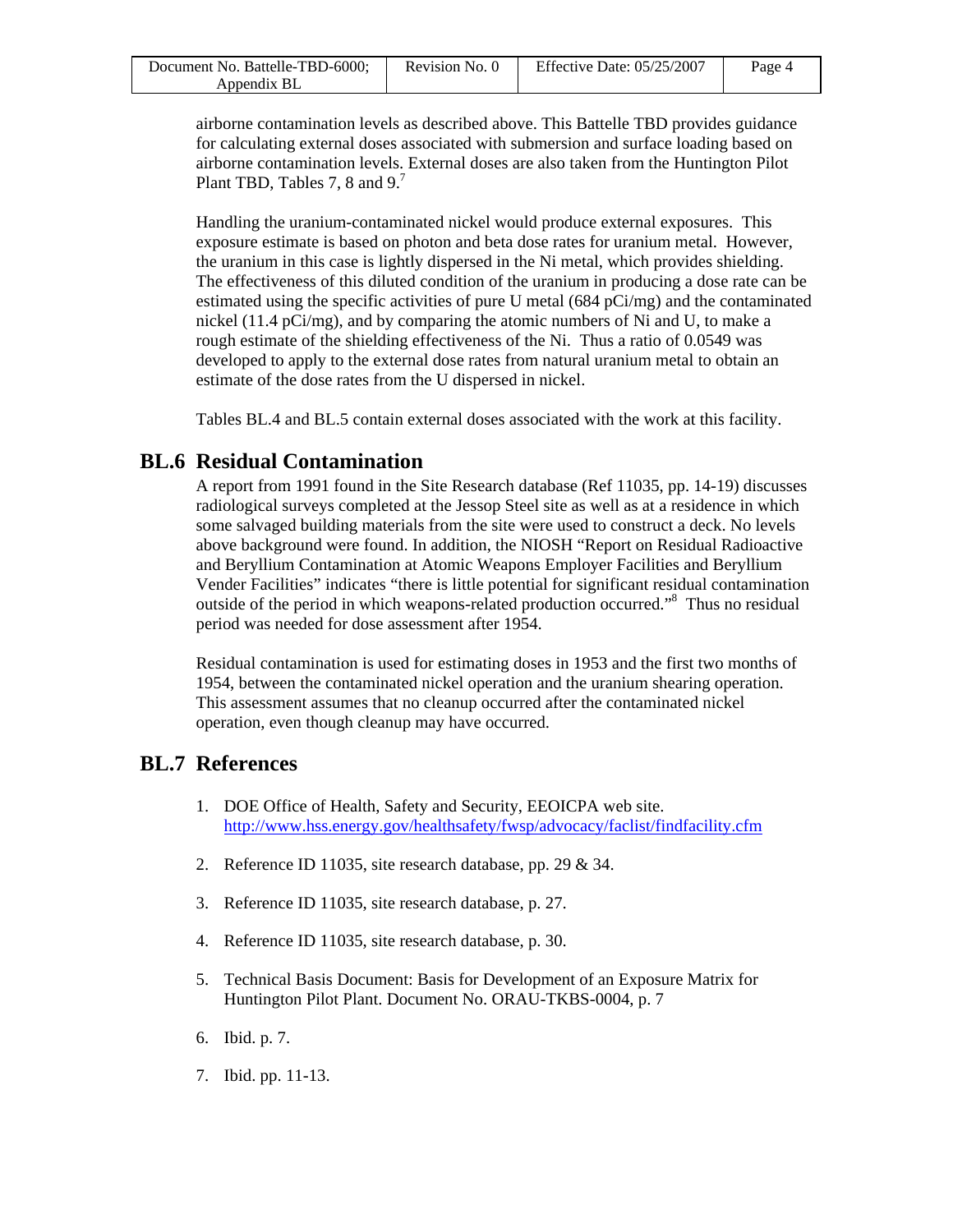airborne contamination levels as described above. This Battelle TBD provides guidance for calculating external doses associated with submersion and surface loading based on airborne contamination levels. External doses are also taken from the Huntington Pilot Plant TBD, Tables 7, 8 and 9.[7]

Handling the uranium-contaminated nickel would produce external exposures. This exposure estimate is based on photon and beta dose rates for uranium metal. However, the uranium in this case is lightly dispersed in the Ni metal, which provides shielding. The effectiveness of this diluted condition of the uranium in producing a dose rate can be estimated using the specific activities of pure U metal (684 pCi/mg) and the contaminated nickel (11.4 pCi/mg), and by comparing the atomic numbers of Ni and U, to make a rough estimate of the shielding effectiveness of the Ni. Thus a ratio of 0.0549 was developed to apply to the external dose rates from natural uranium metal to obtain an estimate of the dose rates from the U dispersed in nickel.

Tables BL.4 and BL.5 contain external doses associated with the work at this facility.

## BL.6 Residual Contamination

A report from 1991 found in the Site Research database (Ref 11035, pp. 14-19) discusses radiological surveys completed at the Jessop Steel site as well as at a residence in which some salvaged building materials from the site were used to construct a deck. No levels above background were found. In addition, the NIOSH "Report on Residual Radioactive and Beryllium Contamination at Atomic Weapons Employer Facilities and Beryllium Vender Facilities" indicates "there is little potential for significant residual contamination outside of the period in which weapons-related production occurred."[8] Thus no residual period was needed for dose assessment after 1954.

Residual contamination is used for estimating doses in 1953 and the first two months of 1954, between the contaminated nickel operation and the uranium shearing operation. This assessment assumes that no cleanup occurred after the contaminated nickel operation, even though cleanup may have occurred.

## BL.7 References

1. DOE Office of Health, Safety and Security, EEOICPA web site. http://www.hss.energy.gov/healthsafety/fwsp/advocacy/faclist/findfacility.cfm

2. Reference ID 11035, site research database, pp. 29 & 34.

3. Reference ID 11035, site research database, p. 27.

4. Reference ID 11035, site research database, p. 30.

5. Technical Basis Document: Basis for Development of an Exposure Matrix for Huntington Pilot Plant. Document No. ORAU-TKBS-0004, p. 7

6. Ibid. p. 7.

7. Ibid. pp. 11-13.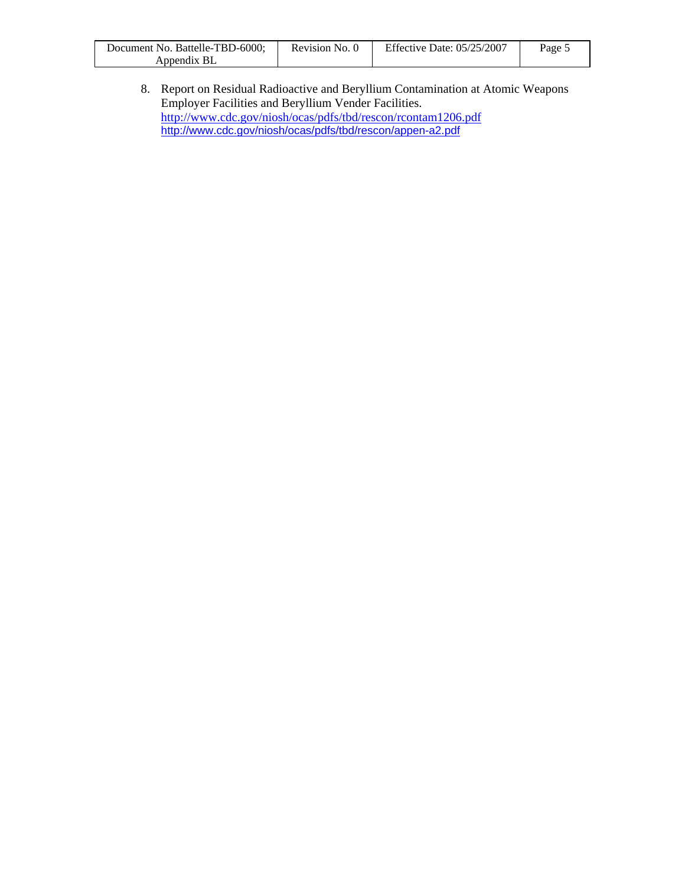8. Report on Residual Radioactive and Beryllium Contamination at Atomic Weapons Employer Facilities and Beryllium Vender Facilities.
   http://www.cdc.gov/niosh/ocas/pdfs/tbd/rescon/rcontam1206.pdf
   http://www.cdc.gov/niosh/ocas/pdfs/tbd/rescon/appen-a2.pdf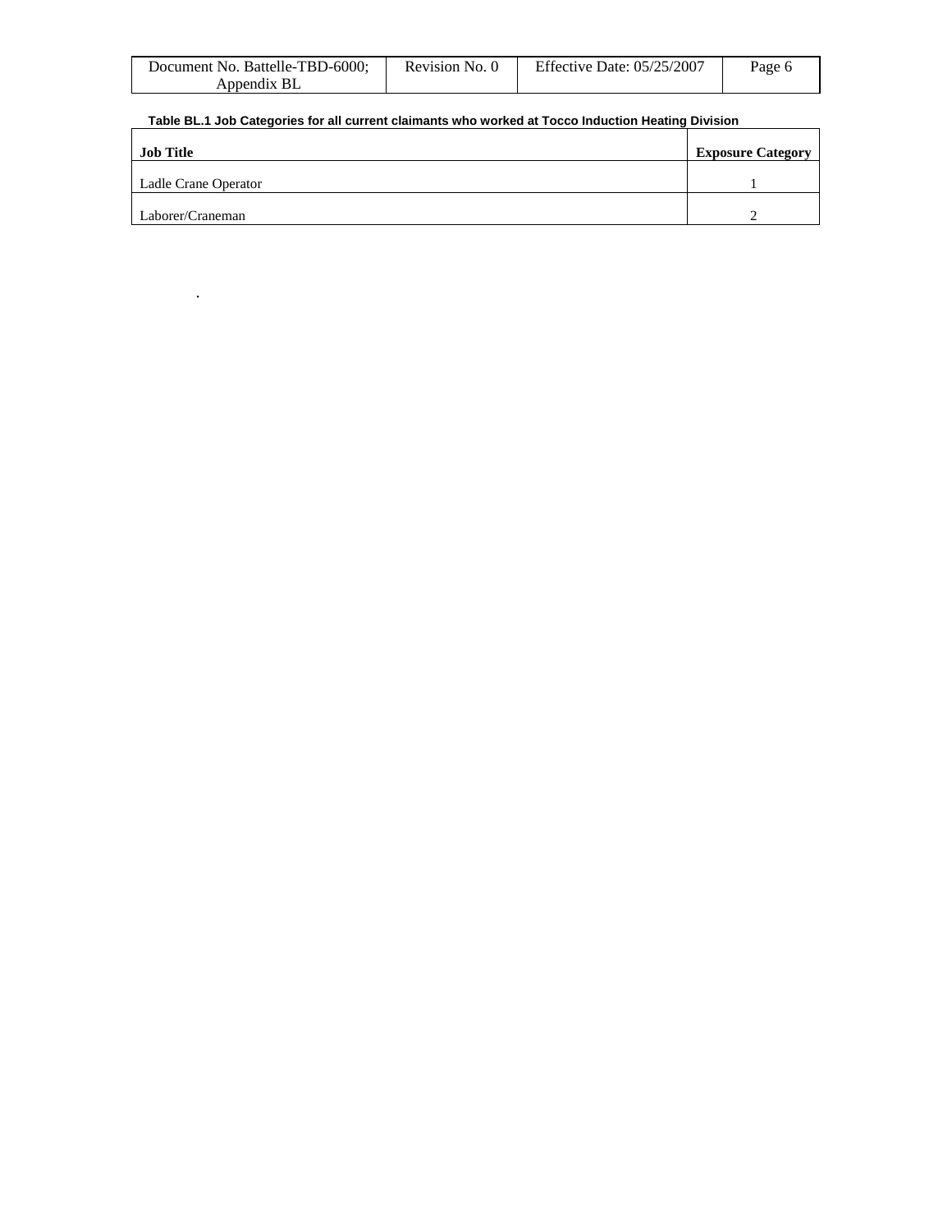**Table BL.1 Job Categories for all current claimants who worked at Tocco Induction Heating Division**

| Job Title | Exposure Category |
| --- | --- |
| Ladle Crane Operator | 1 |
| Laborer/Craneman | 2 |

.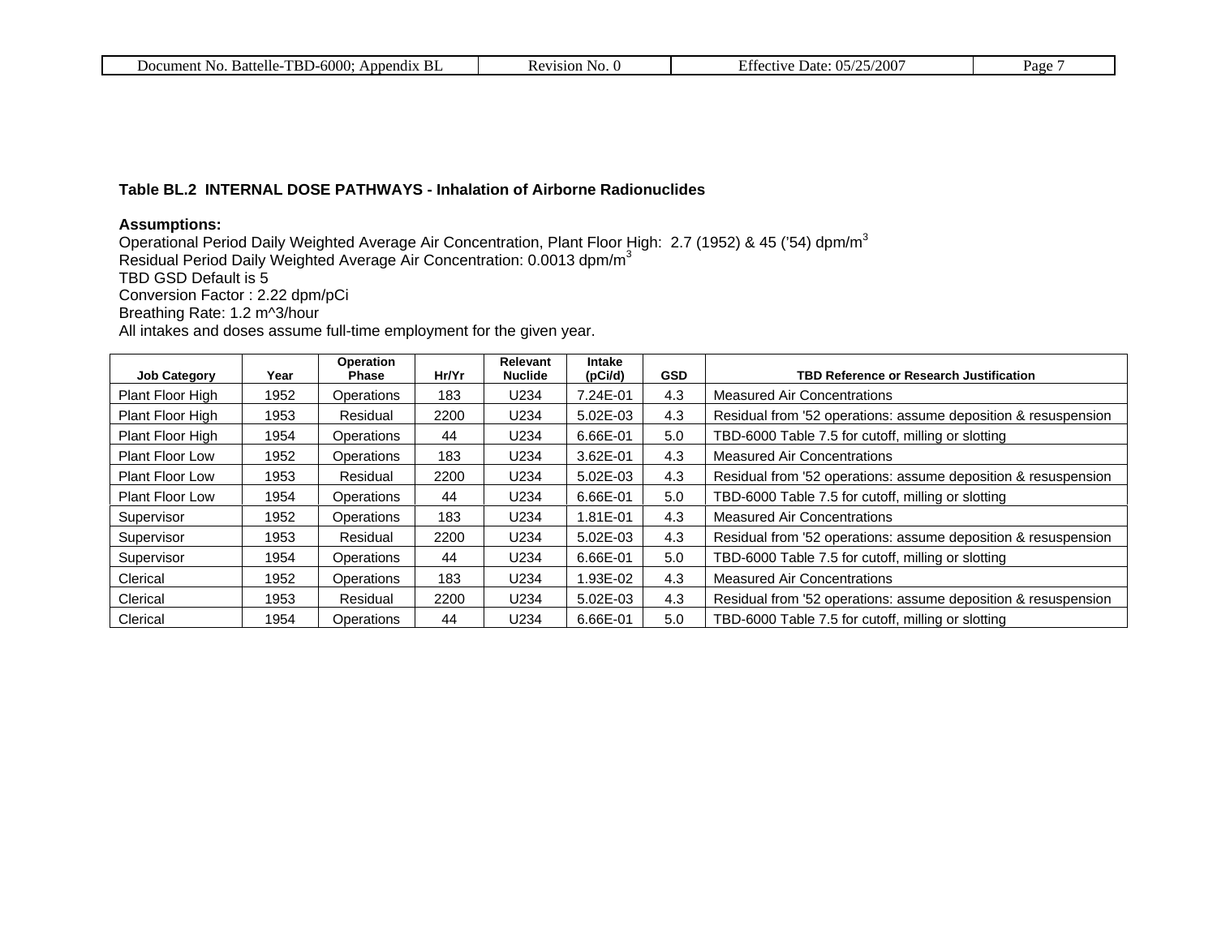**Table BL.2 INTERNAL DOSE PATHWAYS - Inhalation of Airborne Radionuclides**

**Assumptions:**

Operational Period Daily Weighted Average Air Concentration, Plant Floor High: 2.7 (1952) & 45 ('54) dpm/m$^3$
Residual Period Daily Weighted Average Air Concentration: 0.0013 dpm/m$^3$
TBD GSD Default is 5
Conversion Factor : 2.22 dpm/pCi
Breathing Rate: 1.2 m^3/hour
All intakes and doses assume full-time employment for the given year.

| Job Category | Year | Operation Phase | Hr/Yr | Relevant Nuclide | Intake (pCi/d) | GSD | TBD Reference or Research Justification |
|---|---|---|---|---|---|---|---|
| Plant Floor High | 1952 | Operations | 183 | U234 | 7.24E-01 | 4.3 | Measured Air Concentrations |
| Plant Floor High | 1953 | Residual | 2200 | U234 | 5.02E-03 | 4.3 | Residual from '52 operations: assume deposition & resuspension |
| Plant Floor High | 1954 | Operations | 44 | U234 | 6.66E-01 | 5.0 | TBD-6000 Table 7.5 for cutoff, milling or slotting |
| Plant Floor Low | 1952 | Operations | 183 | U234 | 3.62E-01 | 4.3 | Measured Air Concentrations |
| Plant Floor Low | 1953 | Residual | 2200 | U234 | 5.02E-03 | 4.3 | Residual from '52 operations: assume deposition & resuspension |
| Plant Floor Low | 1954 | Operations | 44 | U234 | 6.66E-01 | 5.0 | TBD-6000 Table 7.5 for cutoff, milling or slotting |
| Supervisor | 1952 | Operations | 183 | U234 | 1.81E-01 | 4.3 | Measured Air Concentrations |
| Supervisor | 1953 | Residual | 2200 | U234 | 5.02E-03 | 4.3 | Residual from '52 operations: assume deposition & resuspension |
| Supervisor | 1954 | Operations | 44 | U234 | 6.66E-01 | 5.0 | TBD-6000 Table 7.5 for cutoff, milling or slotting |
| Clerical | 1952 | Operations | 183 | U234 | 1.93E-02 | 4.3 | Measured Air Concentrations |
| Clerical | 1953 | Residual | 2200 | U234 | 5.02E-03 | 4.3 | Residual from '52 operations: assume deposition & resuspension |
| Clerical | 1954 | Operations | 44 | U234 | 6.66E-01 | 5.0 | TBD-6000 Table 7.5 for cutoff, milling or slotting |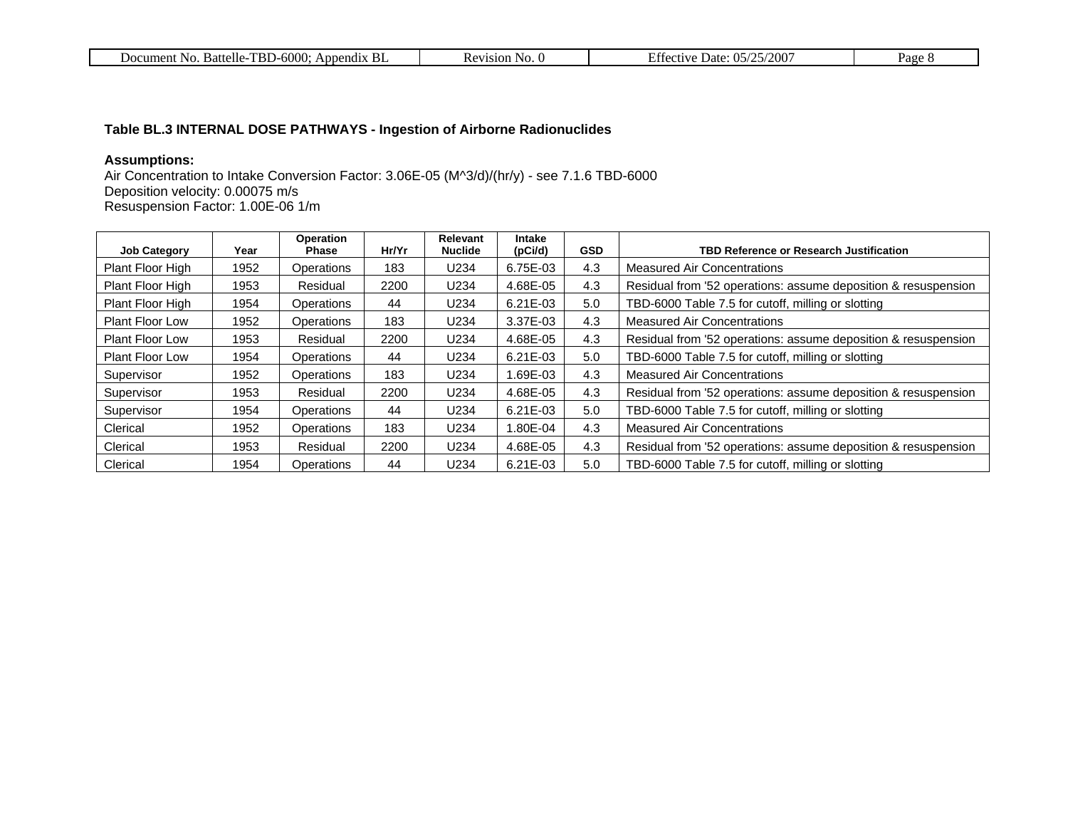**Table BL.3 INTERNAL DOSE PATHWAYS - Ingestion of Airborne Radionuclides**

**Assumptions:**

Air Concentration to Intake Conversion Factor: 3.06E-05 (M^3/d)/(hr/y) - see 7.1.6 TBD-6000
Deposition velocity: 0.00075 m/s
Resuspension Factor: 1.00E-06 1/m

| Job Category | Year | Operation Phase | Hr/Yr | Relevant Nuclide | Intake (pCi/d) | GSD | TBD Reference or Research Justification |
|---|---|---|---|---|---|---|---|
| Plant Floor High | 1952 | Operations | 183 | U234 | 6.75E-03 | 4.3 | Measured Air Concentrations |
| Plant Floor High | 1953 | Residual | 2200 | U234 | 4.68E-05 | 4.3 | Residual from '52 operations: assume deposition & resuspension |
| Plant Floor High | 1954 | Operations | 44 | U234 | 6.21E-03 | 5.0 | TBD-6000 Table 7.5 for cutoff, milling or slotting |
| Plant Floor Low | 1952 | Operations | 183 | U234 | 3.37E-03 | 4.3 | Measured Air Concentrations |
| Plant Floor Low | 1953 | Residual | 2200 | U234 | 4.68E-05 | 4.3 | Residual from '52 operations: assume deposition & resuspension |
| Plant Floor Low | 1954 | Operations | 44 | U234 | 6.21E-03 | 5.0 | TBD-6000 Table 7.5 for cutoff, milling or slotting |
| Supervisor | 1952 | Operations | 183 | U234 | 1.69E-03 | 4.3 | Measured Air Concentrations |
| Supervisor | 1953 | Residual | 2200 | U234 | 4.68E-05 | 4.3 | Residual from '52 operations: assume deposition & resuspension |
| Supervisor | 1954 | Operations | 44 | U234 | 6.21E-03 | 5.0 | TBD-6000 Table 7.5 for cutoff, milling or slotting |
| Clerical | 1952 | Operations | 183 | U234 | 1.80E-04 | 4.3 | Measured Air Concentrations |
| Clerical | 1953 | Residual | 2200 | U234 | 4.68E-05 | 4.3 | Residual from '52 operations: assume deposition & resuspension |
| Clerical | 1954 | Operations | 44 | U234 | 6.21E-03 | 5.0 | TBD-6000 Table 7.5 for cutoff, milling or slotting |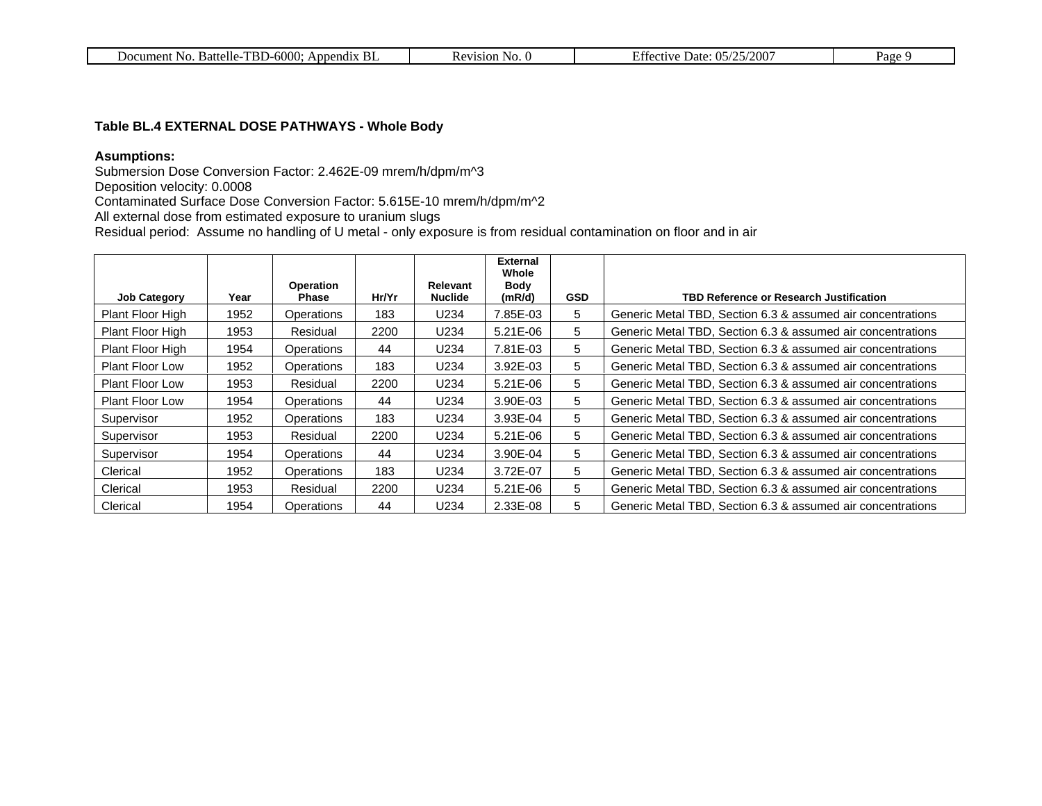**Table BL.4 EXTERNAL DOSE PATHWAYS - Whole Body**

**Asumptions:**
Submersion Dose Conversion Factor: 2.462E-09 mrem/h/dpm/m^3
Deposition velocity: 0.0008
Contaminated Surface Dose Conversion Factor: 5.615E-10 mrem/h/dpm/m^2
All external dose from estimated exposure to uranium slugs
Residual period: Assume no handling of U metal - only exposure is from residual contamination on floor and in air

| Job Category | Year | Operation Phase | Hr/Yr | Relevant Nuclide | External Whole Body (mR/d) | GSD | TBD Reference or Research Justification |
|---|---|---|---|---|---|---|---|
| Plant Floor High | 1952 | Operations | 183 | U234 | 7.85E-03 | 5 | Generic Metal TBD, Section 6.3 & assumed air concentrations |
| Plant Floor High | 1953 | Residual | 2200 | U234 | 5.21E-06 | 5 | Generic Metal TBD, Section 6.3 & assumed air concentrations |
| Plant Floor High | 1954 | Operations | 44 | U234 | 7.81E-03 | 5 | Generic Metal TBD, Section 6.3 & assumed air concentrations |
| Plant Floor Low | 1952 | Operations | 183 | U234 | 3.92E-03 | 5 | Generic Metal TBD, Section 6.3 & assumed air concentrations |
| Plant Floor Low | 1953 | Residual | 2200 | U234 | 5.21E-06 | 5 | Generic Metal TBD, Section 6.3 & assumed air concentrations |
| Plant Floor Low | 1954 | Operations | 44 | U234 | 3.90E-03 | 5 | Generic Metal TBD, Section 6.3 & assumed air concentrations |
| Supervisor | 1952 | Operations | 183 | U234 | 3.93E-04 | 5 | Generic Metal TBD, Section 6.3 & assumed air concentrations |
| Supervisor | 1953 | Residual | 2200 | U234 | 5.21E-06 | 5 | Generic Metal TBD, Section 6.3 & assumed air concentrations |
| Supervisor | 1954 | Operations | 44 | U234 | 3.90E-04 | 5 | Generic Metal TBD, Section 6.3 & assumed air concentrations |
| Clerical | 1952 | Operations | 183 | U234 | 3.72E-07 | 5 | Generic Metal TBD, Section 6.3 & assumed air concentrations |
| Clerical | 1953 | Residual | 2200 | U234 | 5.21E-06 | 5 | Generic Metal TBD, Section 6.3 & assumed air concentrations |
| Clerical | 1954 | Operations | 44 | U234 | 2.33E-08 | 5 | Generic Metal TBD, Section 6.3 & assumed air concentrations |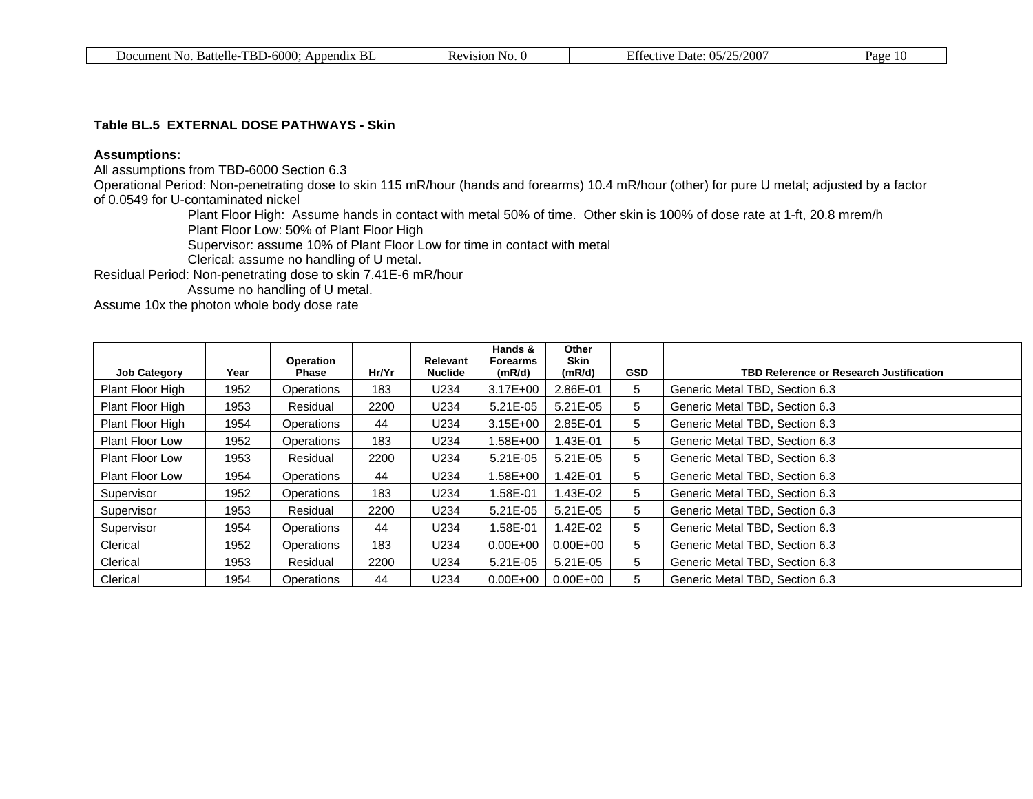**Table BL.5 EXTERNAL DOSE PATHWAYS - Skin**

**Assumptions:**

All assumptions from TBD-6000 Section 6.3

Operational Period: Non-penetrating dose to skin 115 mR/hour (hands and forearms) 10.4 mR/hour (other) for pure U metal; adjusted by a factor of 0.0549 for U-contaminated nickel

Plant Floor High: Assume hands in contact with metal 50% of time. Other skin is 100% of dose rate at 1-ft, 20.8 mrem/h

Plant Floor Low: 50% of Plant Floor High

Supervisor: assume 10% of Plant Floor Low for time in contact with metal

Clerical: assume no handling of U metal.

Residual Period: Non-penetrating dose to skin 7.41E-6 mR/hour

Assume no handling of U metal.

Assume 10x the photon whole body dose rate

| Job Category | Year | Operation Phase | Hr/Yr | Relevant Nuclide | Hands & Forearms (mR/d) | Other Skin (mR/d) | GSD | TBD Reference or Research Justification |
|---|---|---|---|---|---|---|---|---|
| Plant Floor High | 1952 | Operations | 183 | U234 | 3.17E+00 | 2.86E-01 | 5 | Generic Metal TBD, Section 6.3 |
| Plant Floor High | 1953 | Residual | 2200 | U234 | 5.21E-05 | 5.21E-05 | 5 | Generic Metal TBD, Section 6.3 |
| Plant Floor High | 1954 | Operations | 44 | U234 | 3.15E+00 | 2.85E-01 | 5 | Generic Metal TBD, Section 6.3 |
| Plant Floor Low | 1952 | Operations | 183 | U234 | 1.58E+00 | 1.43E-01 | 5 | Generic Metal TBD, Section 6.3 |
| Plant Floor Low | 1953 | Residual | 2200 | U234 | 5.21E-05 | 5.21E-05 | 5 | Generic Metal TBD, Section 6.3 |
| Plant Floor Low | 1954 | Operations | 44 | U234 | 1.58E+00 | 1.42E-01 | 5 | Generic Metal TBD, Section 6.3 |
| Supervisor | 1952 | Operations | 183 | U234 | 1.58E-01 | 1.43E-02 | 5 | Generic Metal TBD, Section 6.3 |
| Supervisor | 1953 | Residual | 2200 | U234 | 5.21E-05 | 5.21E-05 | 5 | Generic Metal TBD, Section 6.3 |
| Supervisor | 1954 | Operations | 44 | U234 | 1.58E-01 | 1.42E-02 | 5 | Generic Metal TBD, Section 6.3 |
| Clerical | 1952 | Operations | 183 | U234 | 0.00E+00 | 0.00E+00 | 5 | Generic Metal TBD, Section 6.3 |
| Clerical | 1953 | Residual | 2200 | U234 | 5.21E-05 | 5.21E-05 | 5 | Generic Metal TBD, Section 6.3 |
| Clerical | 1954 | Operations | 44 | U234 | 0.00E+00 | 0.00E+00 | 5 | Generic Metal TBD, Section 6.3 |